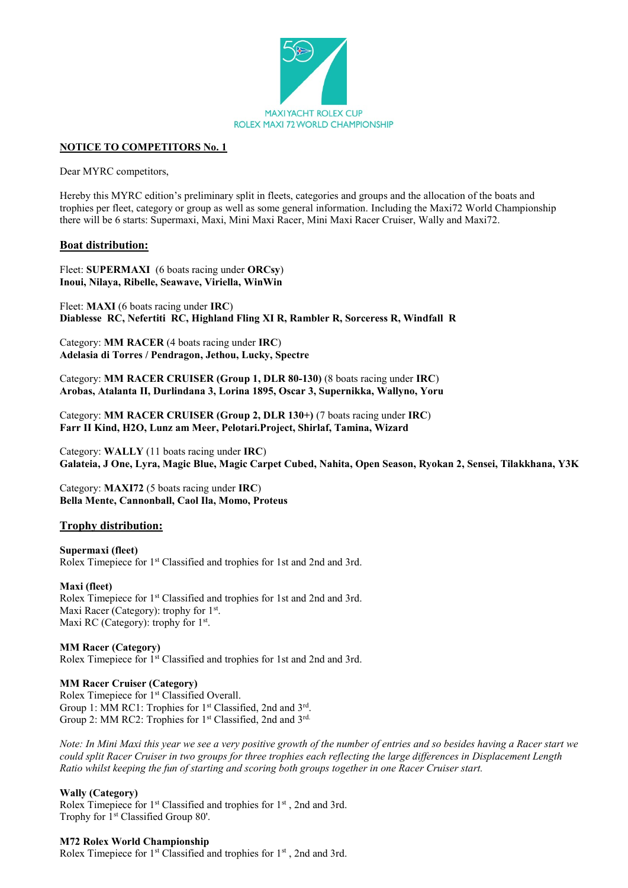MAXI YACHT ROLEX CUP
ROLEX MAXI 72 WORLD CHAMPIONSHIP

**NOTICE TO COMPETITORS No. 1**

Dear MYRC competitors,

Hereby this MYRC edition's preliminary split in fleets, categories and groups and the allocation of the boats and trophies per fleet, category or group as well as some general information. Including the Maxi72 World Championship there will be 6 starts: Supermaxi, Maxi, Mini Maxi Racer, Mini Maxi Racer Cruiser, Wally and Maxi72.

## Boat distribution:

Fleet: **SUPERMAXI** (6 boats racing under **ORCsy**)
**Inoui, Nilaya, Ribelle, Seawave, Viriella, WinWin**

Fleet: **MAXI** (6 boats racing under **IRC**)
**Diablesse RC, Nefertiti RC, Highland Fling XI R, Rambler R, Sorceress R, Windfall R**

Category: **MM RACER** (4 boats racing under **IRC**)
**Adelasia di Torres / Pendragon, Jethou, Lucky, Spectre**

Category: **MM RACER CRUISER (Group 1, DLR 80-130)** (8 boats racing under **IRC**)
**Arobas, Atalanta II, Durlindana 3, Lorina 1895, Oscar 3, Supernikka, Wallyno, Yoru**

Category: **MM RACER CRUISER (Group 2, DLR 130+)** (7 boats racing under **IRC**)
**Farr II Kind, H2O, Lunz am Meer, Pelotari.Project, Shirlaf, Tamina, Wizard**

Category: **WALLY** (11 boats racing under **IRC**)
**Galateia, J One, Lyra, Magic Blue, Magic Carpet Cubed, Nahita, Open Season, Ryokan 2, Sensei, Tilakkhana, Y3K**

Category: **MAXI72** (5 boats racing under **IRC**)
**Bella Mente, Cannonball, Caol Ila, Momo, Proteus**

## Trophy distribution:

**Supermaxi (fleet)**
Rolex Timepiece for 1st Classified and trophies for 1st and 2nd and 3rd.

**Maxi (fleet)**
Rolex Timepiece for 1st Classified and trophies for 1st and 2nd and 3rd.
Maxi Racer (Category): trophy for 1st.
Maxi RC (Category): trophy for 1st.

**MM Racer (Category)**
Rolex Timepiece for 1st Classified and trophies for 1st and 2nd and 3rd.

**MM Racer Cruiser (Category)**
Rolex Timepiece for 1st Classified Overall.
Group 1: MM RC1: Trophies for 1st Classified, 2nd and 3rd.
Group 2: MM RC2: Trophies for 1st Classified, 2nd and 3rd.

*Note: In Mini Maxi this year we see a very positive growth of the number of entries and so besides having a Racer start we could split Racer Cruiser in two groups for three trophies each reflecting the large differences in Displacement Length Ratio whilst keeping the fun of starting and scoring both groups together in one Racer Cruiser start.*

**Wally (Category)**
Rolex Timepiece for 1st Classified and trophies for 1st , 2nd and 3rd.
Trophy for 1st Classified Group 80'.

**M72 Rolex World Championship**
Rolex Timepiece for 1st Classified and trophies for 1st , 2nd and 3rd.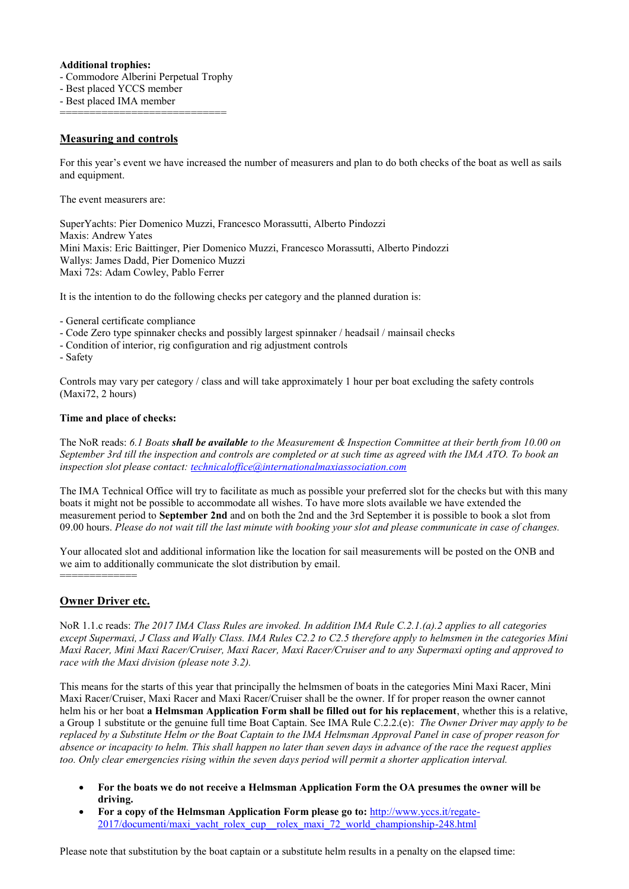**Additional trophies:**
- Commodore Alberini Perpetual Trophy
- Best placed YCCS member
- Best placed IMA member

===========================

## Measuring and controls

For this year's event we have increased the number of measurers and plan to do both checks of the boat as well as sails and equipment.

The event measurers are:

SuperYachts: Pier Domenico Muzzi, Francesco Morassutti, Alberto Pindozzi
Maxis: Andrew Yates
Mini Maxis: Eric Baittinger, Pier Domenico Muzzi, Francesco Morassutti, Alberto Pindozzi
Wallys: James Dadd, Pier Domenico Muzzi
Maxi 72s: Adam Cowley, Pablo Ferrer

It is the intention to do the following checks per category and the planned duration is:

- General certificate compliance
- Code Zero type spinnaker checks and possibly largest spinnaker / headsail / mainsail checks
- Condition of interior, rig configuration and rig adjustment controls
- Safety

Controls may vary per category / class and will take approximately 1 hour per boat excluding the safety controls (Maxi72, 2 hours)

**Time and place of checks:**

The NoR reads: *6.1 Boats* ***shall be available*** *to the Measurement & Inspection Committee at their berth from 10.00 on September 3rd till the inspection and controls are completed or at such time as agreed with the IMA ATO. To book an inspection slot please contact: technicaloffice@internationalmaxiassociation.com*

The IMA Technical Office will try to facilitate as much as possible your preferred slot for the checks but with this many boats it might not be possible to accommodate all wishes. To have more slots available we have extended the measurement period to **September 2nd** and on both the 2nd and the 3rd September it is possible to book a slot from 09.00 hours. *Please do not wait till the last minute with booking your slot and please communicate in case of changes.*

Your allocated slot and additional information like the location for sail measurements will be posted on the ONB and we aim to additionally communicate the slot distribution by email.

=============

## Owner Driver etc.

NoR 1.1.c reads: *The 2017 IMA Class Rules are invoked. In addition IMA Rule C.2.1.(a).2 applies to all categories except Supermaxi, J Class and Wally Class. IMA Rules C2.2 to C2.5 therefore apply to helmsmen in the categories Mini Maxi Racer, Mini Maxi Racer/Cruiser, Maxi Racer, Maxi Racer/Cruiser and to any Supermaxi opting and approved to race with the Maxi division (please note 3.2).*

This means for the starts of this year that principally the helmsmen of boats in the categories Mini Maxi Racer, Mini Maxi Racer/Cruiser, Maxi Racer and Maxi Racer/Cruiser shall be the owner. If for proper reason the owner cannot helm his or her boat **a Helmsman Application Form shall be filled out for his replacement**, whether this is a relative, a Group 1 substitute or the genuine full time Boat Captain. See IMA Rule C.2.2.(e): *The Owner Driver may apply to be replaced by a Substitute Helm or the Boat Captain to the IMA Helmsman Approval Panel in case of proper reason for absence or incapacity to helm. This shall happen no later than seven days in advance of the race the request applies too. Only clear emergencies rising within the seven days period will permit a shorter application interval.*

- **For the boats we do not receive a Helmsman Application Form the OA presumes the owner will be driving.**
- **For a copy of the Helmsman Application Form please go to:** http://www.yccs.it/regate-2017/documenti/maxi_yacht_rolex_cup__rolex_maxi_72_world_championship-248.html

Please note that substitution by the boat captain or a substitute helm results in a penalty on the elapsed time: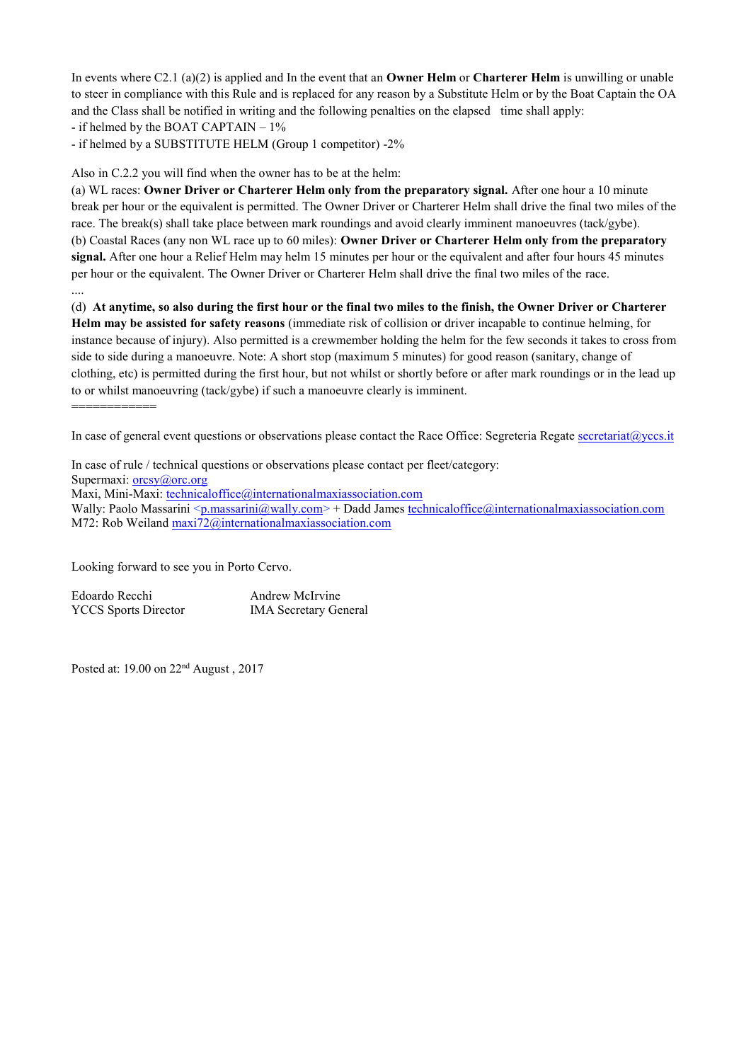In events where C2.1 (a)(2) is applied and In the event that an **Owner Helm** or **Charterer Helm** is unwilling or unable to steer in compliance with this Rule and is replaced for any reason by a Substitute Helm or by the Boat Captain the OA and the Class shall be notified in writing and the following penalties on the elapsed time shall apply:

- if helmed by the BOAT CAPTAIN – 1%
- if helmed by a SUBSTITUTE HELM (Group 1 competitor) -2%

Also in C.2.2 you will find when the owner has to be at the helm:

(a) WL races: **Owner Driver or Charterer Helm only from the preparatory signal.** After one hour a 10 minute break per hour or the equivalent is permitted. The Owner Driver or Charterer Helm shall drive the final two miles of the race. The break(s) shall take place between mark roundings and avoid clearly imminent manoeuvres (tack/gybe).

(b) Coastal Races (any non WL race up to 60 miles): **Owner Driver or Charterer Helm only from the preparatory signal.** After one hour a Relief Helm may helm 15 minutes per hour or the equivalent and after four hours 45 minutes per hour or the equivalent. The Owner Driver or Charterer Helm shall drive the final two miles of the race.

....

(d) **At anytime, so also during the first hour or the final two miles to the finish, the Owner Driver or Charterer Helm may be assisted for safety reasons** (immediate risk of collision or driver incapable to continue helming, for instance because of injury). Also permitted is a crewmember holding the helm for the few seconds it takes to cross from side to side during a manoeuvre. Note: A short stop (maximum 5 minutes) for good reason (sanitary, change of clothing, etc) is permitted during the first hour, but not whilst or shortly before or after mark roundings or in the lead up to or whilst manoeuvring (tack/gybe) if such a manoeuvre clearly is imminent.

============

In case of general event questions or observations please contact the Race Office: Segreteria Regate secretariat@yccs.it

In case of rule / technical questions or observations please contact per fleet/category:
Supermaxi: orcsy@orc.org
Maxi, Mini-Maxi: technicaloffice@internationalmaxiassociation.com
Wally: Paolo Massarini <p.massarini@wally.com> + Dadd James technicaloffice@internationalmaxiassociation.com
M72: Rob Weiland maxi72@internationalmaxiassociation.com

Looking forward to see you in Porto Cervo.

Edoardo Recchi
YCCS Sports Director

Andrew McIrvine
IMA Secretary General

Posted at: 19.00 on 22nd August , 2017